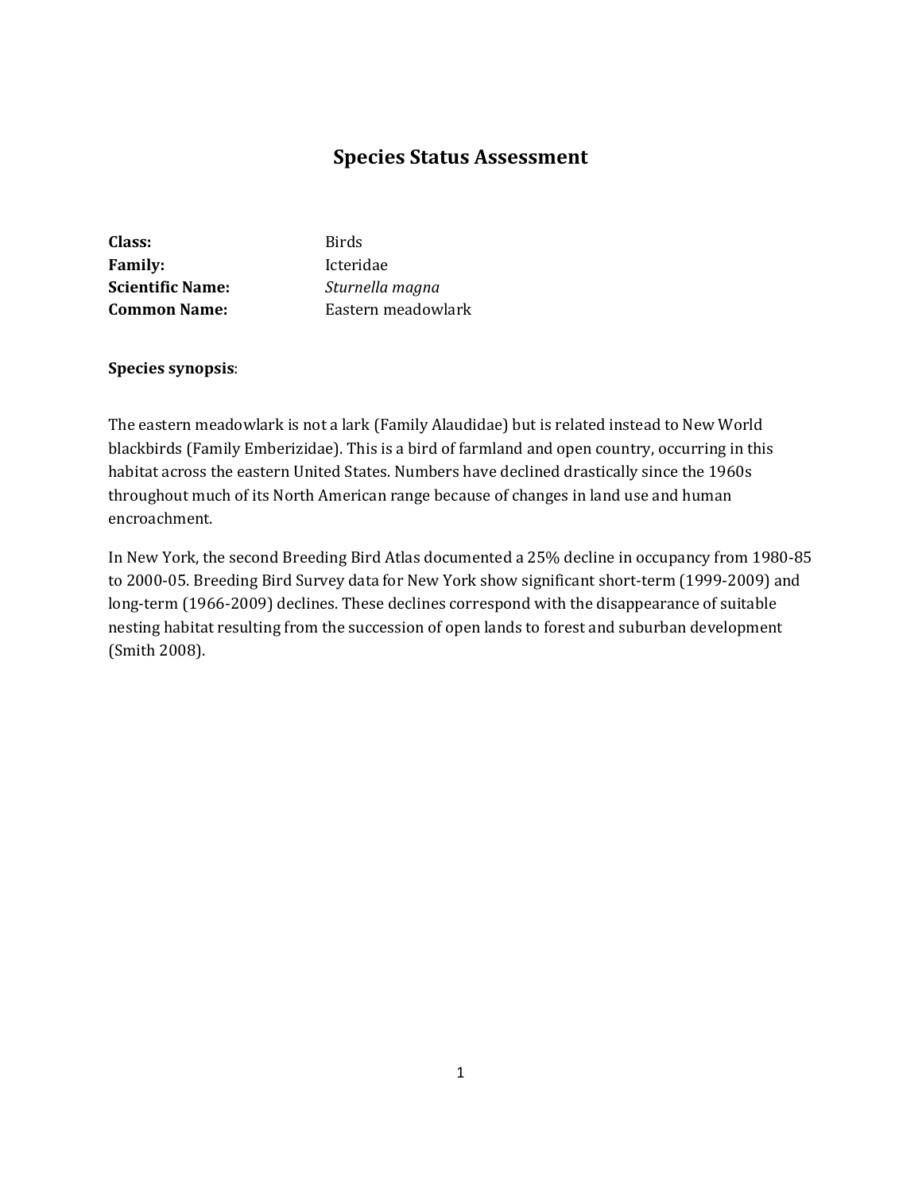# Species Status Assessment

**Class:** Birds
**Family:** Icteridae
**Scientific Name:** *Sturnella magna*
**Common Name:** Eastern meadowlark

**Species synopsis**:

The eastern meadowlark is not a lark (Family Alaudidae) but is related instead to New World blackbirds (Family Emberizidae). This is a bird of farmland and open country, occurring in this habitat across the eastern United States. Numbers have declined drastically since the 1960s throughout much of its North American range because of changes in land use and human encroachment.

In New York, the second Breeding Bird Atlas documented a 25% decline in occupancy from 1980-85 to 2000-05. Breeding Bird Survey data for New York show significant short-term (1999-2009) and long-term (1966-2009) declines. These declines correspond with the disappearance of suitable nesting habitat resulting from the succession of open lands to forest and suburban development (Smith 2008).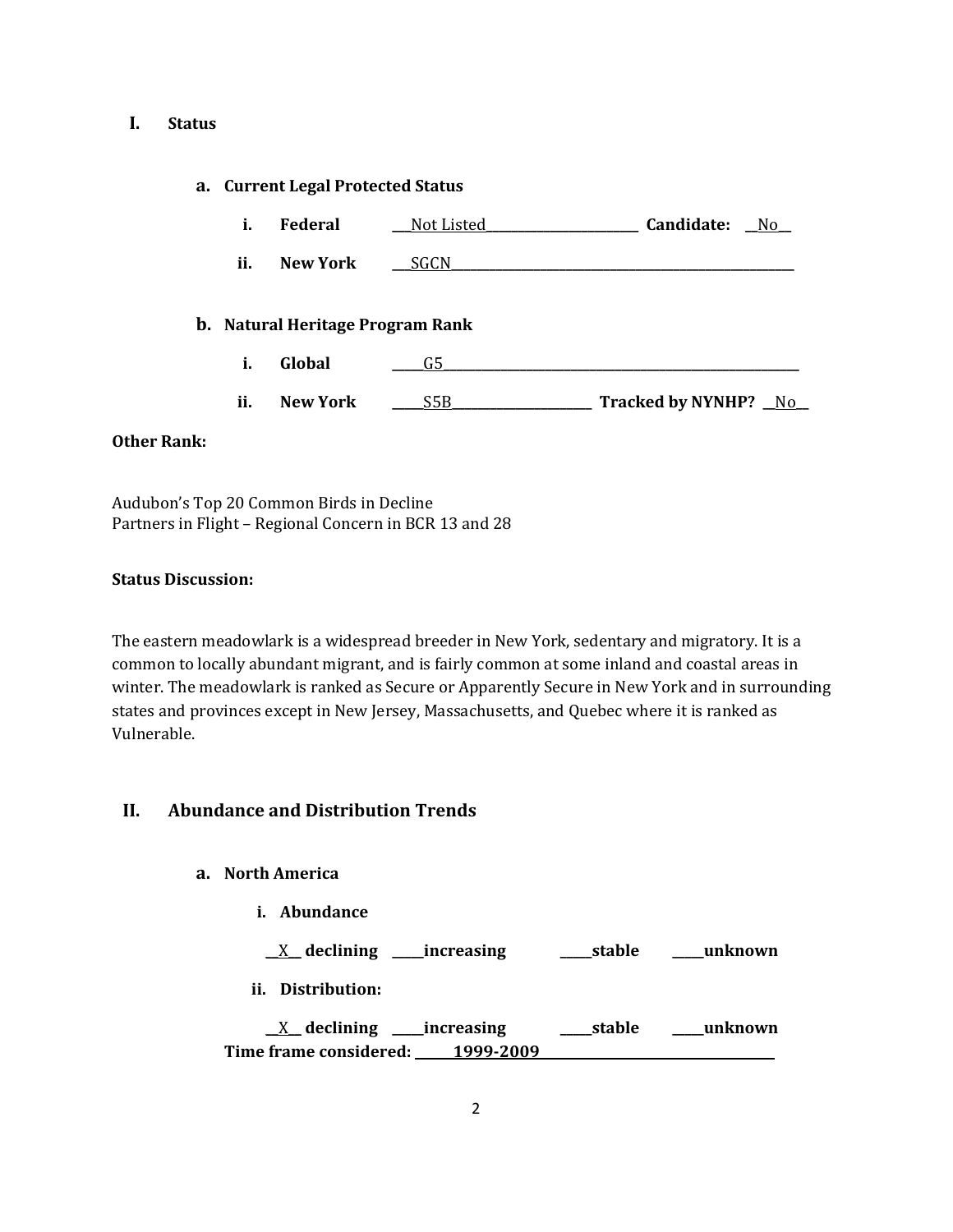# I. Status

## a. Current Legal Protected Status

**i. Federal** ___Not Listed_______________________ **Candidate:** __No__

**ii. New York** ___SGCN____________________________________________________

## b. Natural Heritage Program Rank

**i. Global** _____G5_____________________________________________________

**ii. New York** _____S5B_____________________ **Tracked by NYNHP?** __No__

**Other Rank:**

Audubon's Top 20 Common Birds in Decline
Partners in Flight – Regional Concern in BCR 13 and 28

**Status Discussion:**

The eastern meadowlark is a widespread breeder in New York, sedentary and migratory. It is a common to locally abundant migrant, and is fairly common at some inland and coastal areas in winter. The meadowlark is ranked as Secure or Apparently Secure in New York and in surrounding states and provinces except in New Jersey, Massachusetts, and Quebec where it is ranked as Vulnerable.

# II. Abundance and Distribution Trends

## a. North America

**i. Abundance**

__X__ **declining** _____**increasing** _____**stable** _____**unknown**

**ii. Distribution:**

__X__ **declining** _____**increasing** _____**stable** _____**unknown**

**Time frame considered:** ______1999-2009______________________________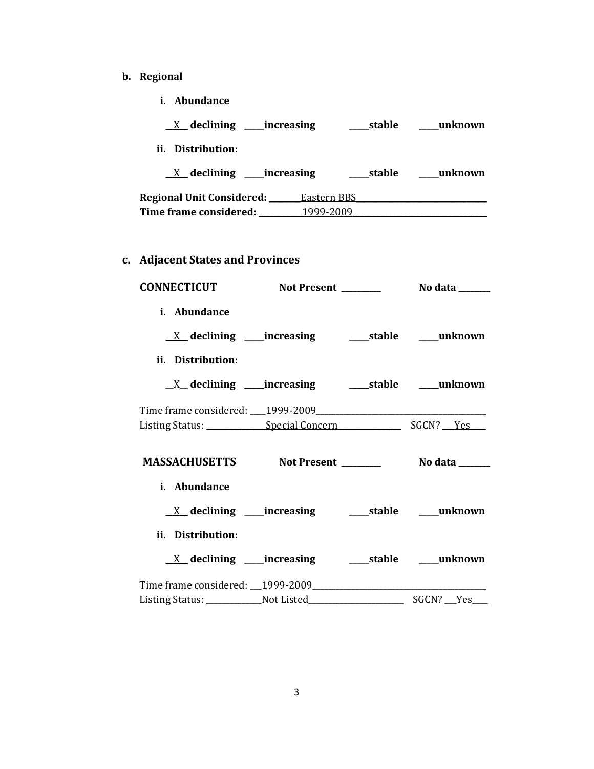**b. Regional**

**i. Abundance**

__X__ **declining** ____**increasing** ____**stable** ____**unknown**

**ii. Distribution:**

__X__ **declining** ____**increasing** ____**stable** ____**unknown**

**Regional Unit Considered:** _______Eastern BBS_______________________________

**Time frame considered:** __________1999-2009________________________________

**c. Adjacent States and Provinces**

**CONNECTICUT** **Not Present** ________ **No data** _______

**i. Abundance**

__X__ **declining** ____**increasing** ____**stable** ____**unknown**

**ii. Distribution:**

__X__ **declining** ____**increasing** ____**stable** ____**unknown**

Time frame considered: ____1999-2009_________________________________________

Listing Status: ______________Special Concern_______________ SGCN? ___Yes____

**MASSACHUSETTS** **Not Present** ________ **No data** _______

**i. Abundance**

__X__ **declining** ____**increasing** ____**stable** ____**unknown**

**ii. Distribution:**

__X__ **declining** ____**increasing** ____**stable** ____**unknown**

Time frame considered: ___1999-2009__________________________________________

Listing Status: _____________Not Listed______________________ SGCN? ___Yes____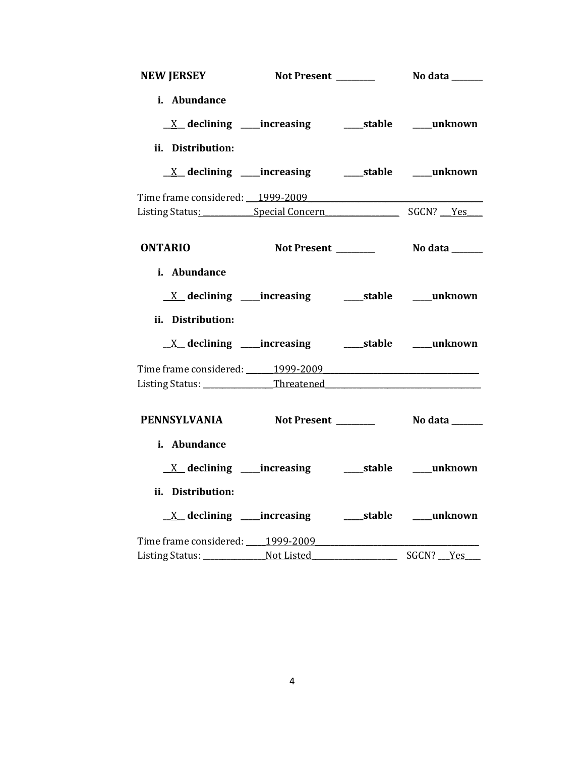**NEW JERSEY** **Not Present** ________ **No data** _______

**i. Abundance**

__X__ **declining** ____**increasing** ____**stable** ____**unknown**

**ii. Distribution:**

__X__ **declining** ____**increasing** ____**stable** ____**unknown**

Time frame considered: ___1999-2009___________________________________
Listing Status: ____________Special Concern_________________ SGCN? ___Yes____

**ONTARIO** **Not Present** ________ **No data** _______

**i. Abundance**

__X__ **declining** ____**increasing** ____**stable** ____**unknown**

**ii. Distribution:**

__X__ **declining** ____**increasing** ____**stable** ____**unknown**

Time frame considered: ______1999-2009__________________________________
Listing Status: _______________Threatened__________________________________

**PENNSYLVANIA** **Not Present** ________ **No data** _______

**i. Abundance**

__X__ **declining** ____**increasing** ____**stable** ____**unknown**

**ii. Distribution:**

__X__ **declining** ____**increasing** ____**stable** ____**unknown**

Time frame considered: _____1999-2009___________________________________
Listing Status: ______________Not Listed____________________ SGCN? ___Yes____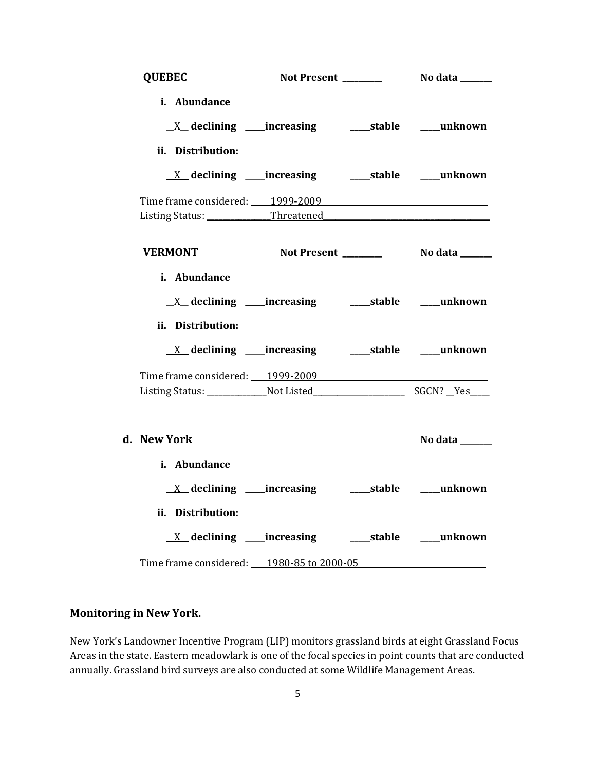**QUEBEC** **Not Present \_\_\_\_\_\_\_\_\_** **No data \_\_\_\_\_\_\_**

**i. Abundance**

\_\_X\_\_ **declining** \_\_\_\_**increasing** \_\_\_\_**stable** \_\_\_\_**unknown**

**ii. Distribution:**

\_\_X\_\_ **declining** \_\_\_\_**increasing** \_\_\_\_**stable** \_\_\_\_**unknown**

Time frame considered: 1999-2009
Listing Status: Threatened

**VERMONT** **Not Present \_\_\_\_\_\_\_\_\_** **No data \_\_\_\_\_\_\_**

**i. Abundance**

\_\_X\_\_ **declining** \_\_\_\_**increasing** \_\_\_\_**stable** \_\_\_\_**unknown**

**ii. Distribution:**

\_\_X\_\_ **declining** \_\_\_\_**increasing** \_\_\_\_**stable** \_\_\_\_**unknown**

Time frame considered: 1999-2009
Listing Status: Not Listed SGCN? Yes

**d. New York** **No data \_\_\_\_\_\_\_**

**i. Abundance**

\_\_X\_\_ **declining** \_\_\_\_**increasing** \_\_\_\_**stable** \_\_\_\_**unknown**

**ii. Distribution:**

\_\_X\_\_ **declining** \_\_\_\_**increasing** \_\_\_\_**stable** \_\_\_\_**unknown**

Time frame considered: 1980-85 to 2000-05

## Monitoring in New York.

New York's Landowner Incentive Program (LIP) monitors grassland birds at eight Grassland Focus Areas in the state. Eastern meadowlark is one of the focal species in point counts that are conducted annually. Grassland bird surveys are also conducted at some Wildlife Management Areas.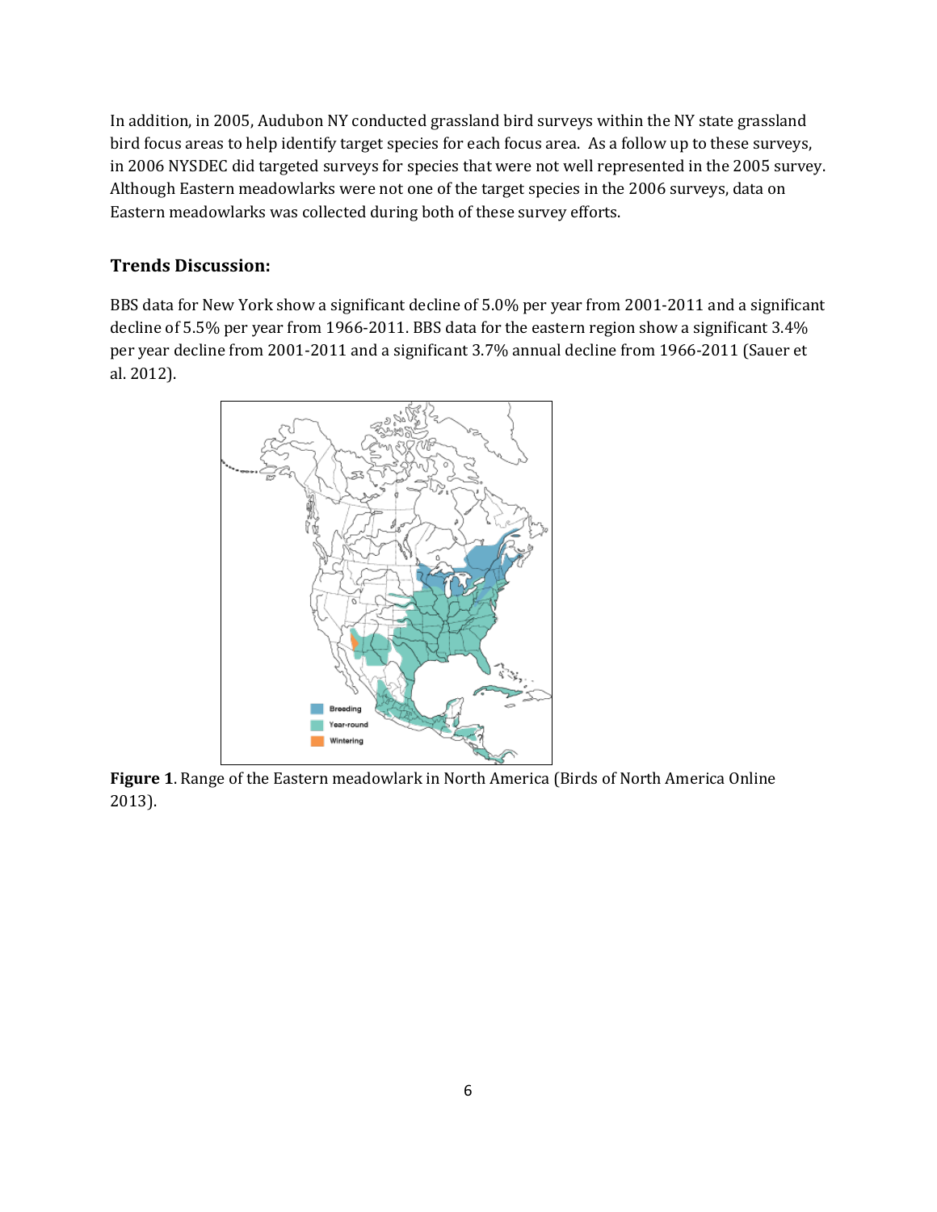In addition, in 2005, Audubon NY conducted grassland bird surveys within the NY state grassland bird focus areas to help identify target species for each focus area. As a follow up to these surveys, in 2006 NYSDEC did targeted surveys for species that were not well represented in the 2005 survey. Although Eastern meadowlarks were not one of the target species in the 2006 surveys, data on Eastern meadowlarks was collected during both of these survey efforts.

## Trends Discussion:

BBS data for New York show a significant decline of 5.0% per year from 2001-2011 and a significant decline of 5.5% per year from 1966-2011. BBS data for the eastern region show a significant 3.4% per year decline from 2001-2011 and a significant 3.7% annual decline from 1966-2011 (Sauer et al. 2012).

**Figure 1**. Range of the Eastern meadowlark in North America (Birds of North America Online 2013).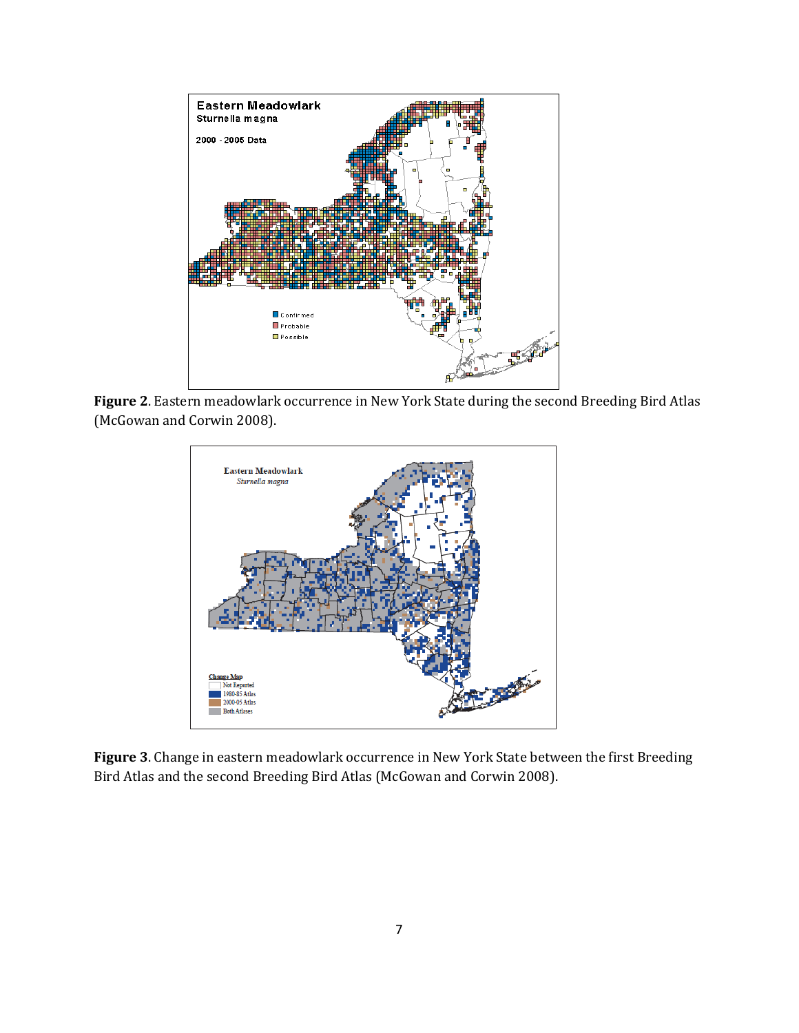**Figure 2**. Eastern meadowlark occurrence in New York State during the second Breeding Bird Atlas (McGowan and Corwin 2008).

**Figure 3**. Change in eastern meadowlark occurrence in New York State between the first Breeding Bird Atlas and the second Breeding Bird Atlas (McGowan and Corwin 2008).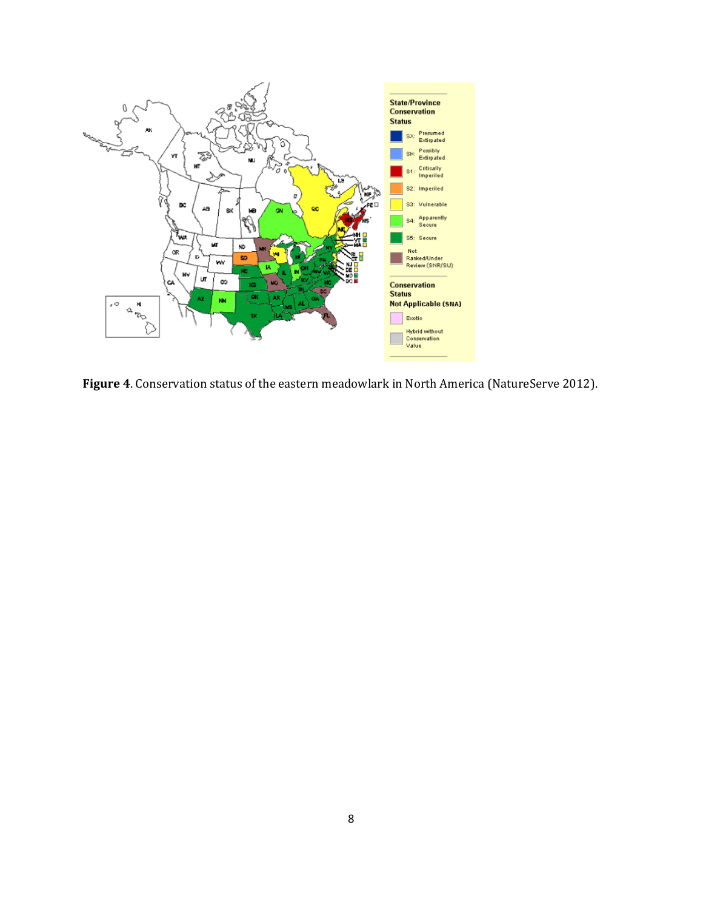**Figure 4**. Conservation status of the eastern meadowlark in North America (NatureServe 2012).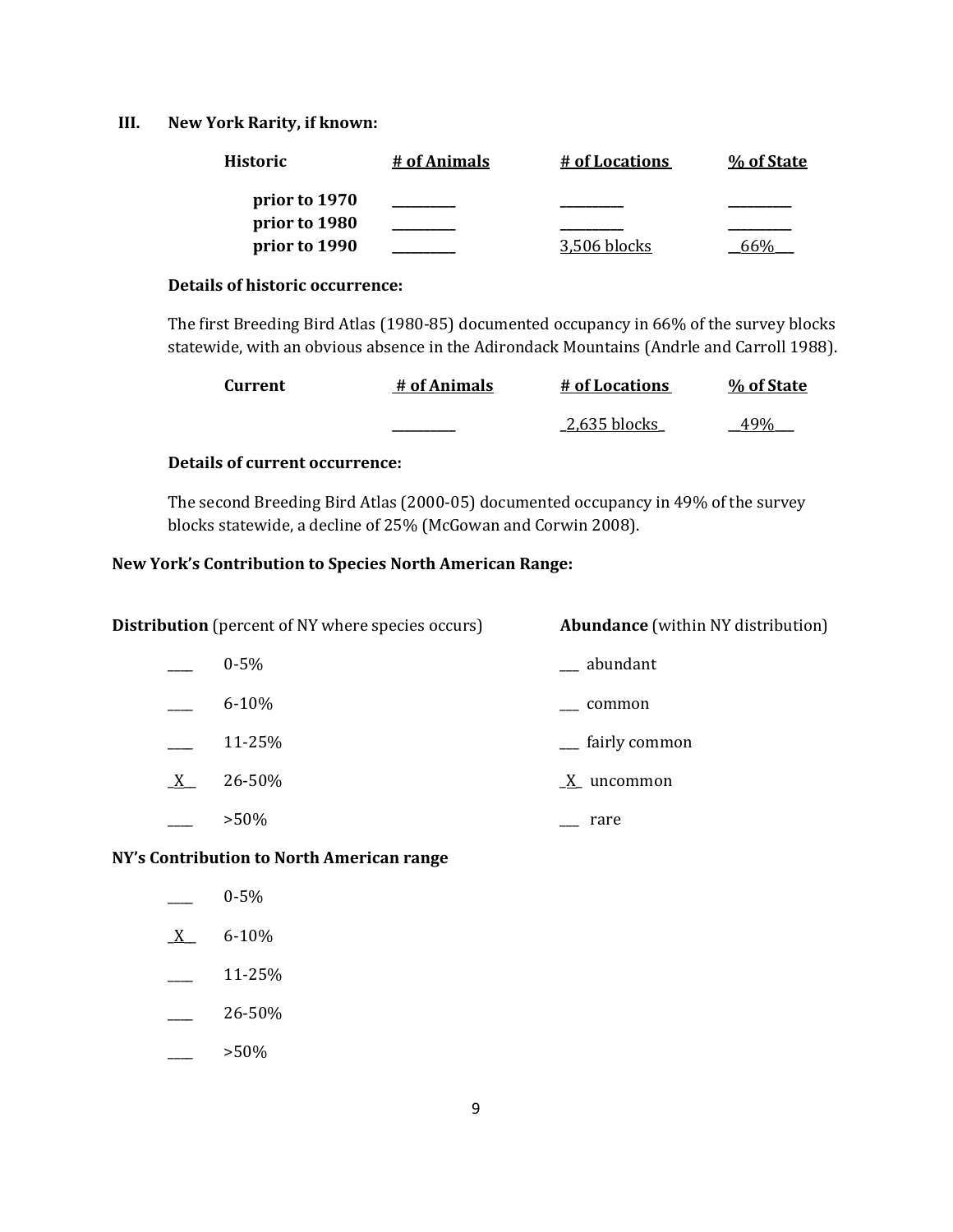## III. New York Rarity, if known:

| Historic | # of Animals | # of Locations | % of State |
|---|---|---|---|
| prior to 1970 | _________ | _________ | _________ |
| prior to 1980 | _________ | _________ | _________ |
| prior to 1990 | _________ | 3,506 blocks | 66% |

**Details of historic occurrence:**

The first Breeding Bird Atlas (1980-85) documented occupancy in 66% of the survey blocks statewide, with an obvious absence in the Adirondack Mountains (Andrle and Carroll 1988).

| Current | # of Animals | # of Locations | % of State |
|---|---|---|---|
| | _________ | 2,635 blocks | 49% |

**Details of current occurrence:**

The second Breeding Bird Atlas (2000-05) documented occupancy in 49% of the survey blocks statewide, a decline of 25% (McGowan and Corwin 2008).

### New York's Contribution to Species North American Range:

**Distribution** (percent of NY where species occurs)

- ____ 0-5%
- ____ 6-10%
- ____ 11-25%
- _X__ 26-50%
- ____ >50%

**Abundance** (within NY distribution)

- ___ abundant
- ___ common
- ___ fairly common
- _X_ uncommon
- ___ rare

### NY's Contribution to North American range

- ____ 0-5%
- _X__ 6-10%
- ____ 11-25%
- ____ 26-50%
- ____ >50%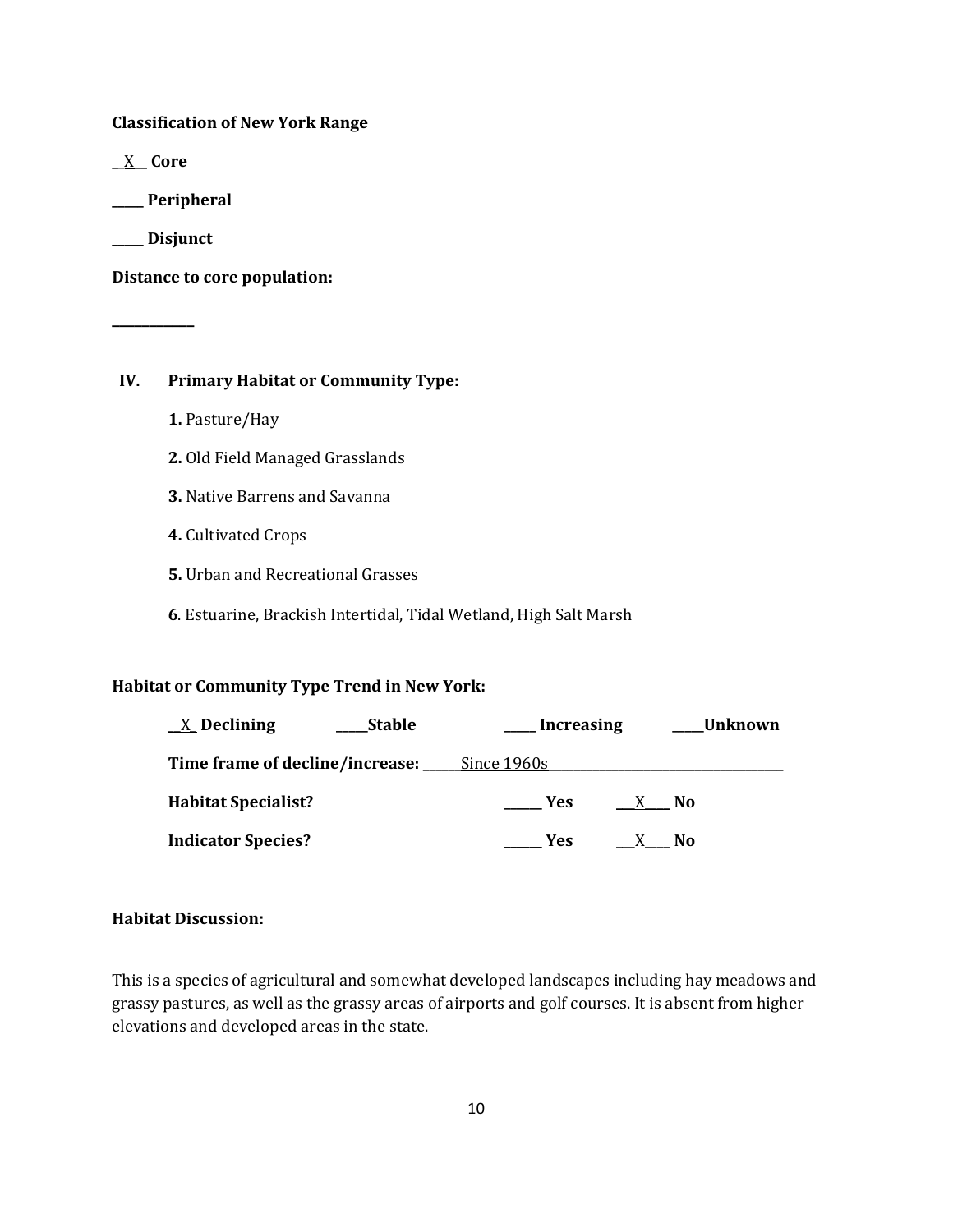**Classification of New York Range**

\_X\_\_ **Core**

\_\_\_\_\_ **Peripheral**

\_\_\_\_\_ **Disjunct**

**Distance to core population:**

\_\_\_\_\_\_\_\_\_\_\_\_

## IV. Primary Habitat or Community Type:

**1.** Pasture/Hay

**2.** Old Field Managed Grasslands

**3.** Native Barrens and Savanna

**4.** Cultivated Crops

**5.** Urban and Recreational Grasses

**6**. Estuarine, Brackish Intertidal, Tidal Wetland, High Salt Marsh

**Habitat or Community Type Trend in New York:**

\_\_X\_ **Declining** \_\_\_\_\_**Stable** \_\_\_\_\_ **Increasing** \_\_\_\_\_**Unknown**

**Time frame of decline/increase:** \_\_\_\_\_\_Since 1960s\_\_\_\_\_\_\_\_\_\_\_\_\_\_\_\_\_\_\_\_\_\_\_\_\_\_\_\_\_\_\_\_\_\_\_\_

**Habitat Specialist?** \_\_\_\_\_\_ **Yes** \_\_\_X\_\_\_\_ **No**

**Indicator Species?** \_\_\_\_\_\_ **Yes** \_\_\_X\_\_\_\_ **No**

**Habitat Discussion:**

This is a species of agricultural and somewhat developed landscapes including hay meadows and grassy pastures, as well as the grassy areas of airports and golf courses. It is absent from higher elevations and developed areas in the state.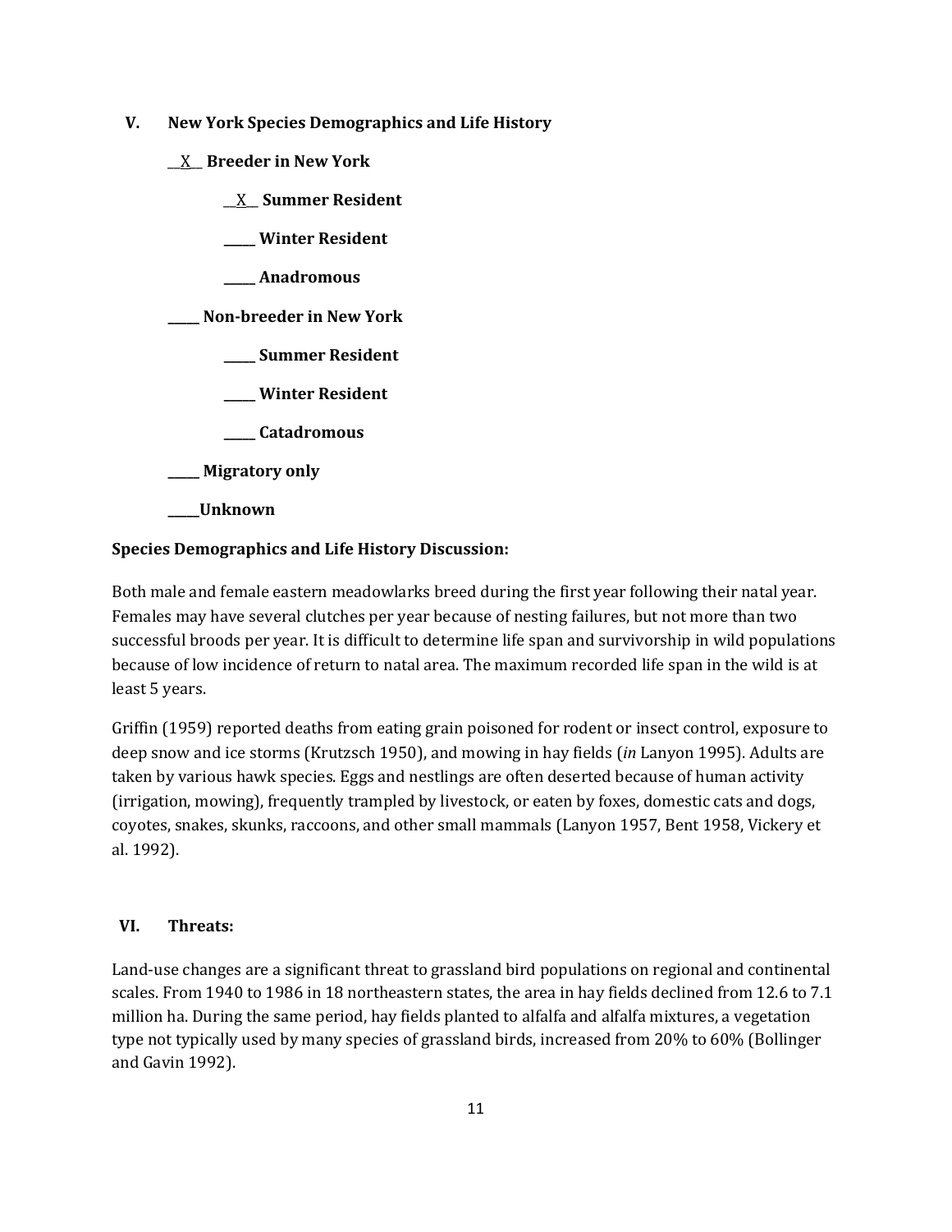## V. New York Species Demographics and Life History

__X__ **Breeder in New York**

- __X__ **Summer Resident**
- _____ **Winter Resident**
- _____ **Anadromous**

_____ **Non-breeder in New York**

- _____ **Summer Resident**
- _____ **Winter Resident**
- _____ **Catadromous**

_____ **Migratory only**

_____**Unknown**

**Species Demographics and Life History Discussion:**

Both male and female eastern meadowlarks breed during the first year following their natal year. Females may have several clutches per year because of nesting failures, but not more than two successful broods per year. It is difficult to determine life span and survivorship in wild populations because of low incidence of return to natal area. The maximum recorded life span in the wild is at least 5 years.

Griffin (1959) reported deaths from eating grain poisoned for rodent or insect control, exposure to deep snow and ice storms (Krutzsch 1950), and mowing in hay fields (*in* Lanyon 1995). Adults are taken by various hawk species. Eggs and nestlings are often deserted because of human activity (irrigation, mowing), frequently trampled by livestock, or eaten by foxes, domestic cats and dogs, coyotes, snakes, skunks, raccoons, and other small mammals (Lanyon 1957, Bent 1958, Vickery et al. 1992).

## VI. Threats:

Land-use changes are a significant threat to grassland bird populations on regional and continental scales. From 1940 to 1986 in 18 northeastern states, the area in hay fields declined from 12.6 to 7.1 million ha. During the same period, hay fields planted to alfalfa and alfalfa mixtures, a vegetation type not typically used by many species of grassland birds, increased from 20% to 60% (Bollinger and Gavin 1992).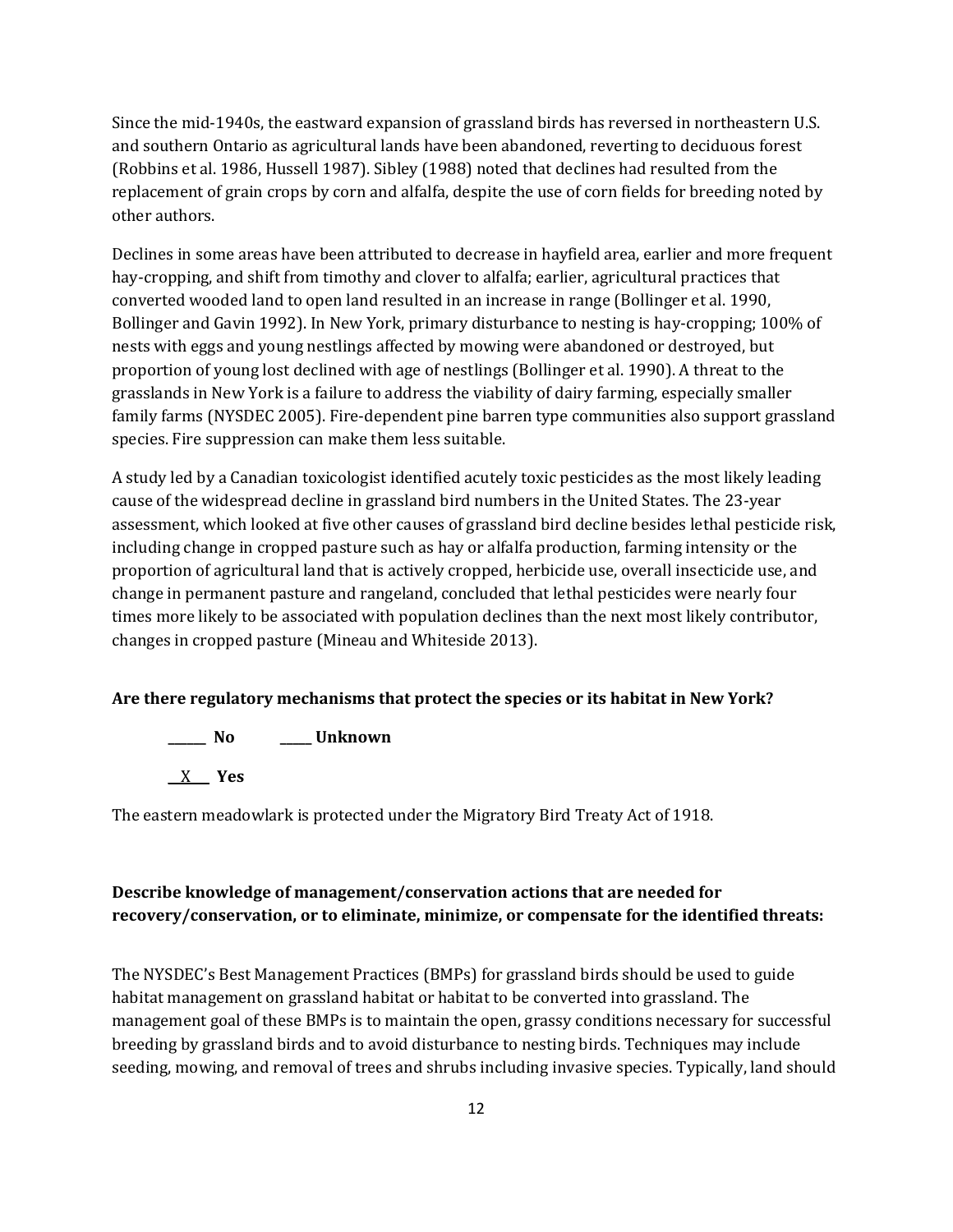Since the mid-1940s, the eastward expansion of grassland birds has reversed in northeastern U.S. and southern Ontario as agricultural lands have been abandoned, reverting to deciduous forest (Robbins et al. 1986, Hussell 1987). Sibley (1988) noted that declines had resulted from the replacement of grain crops by corn and alfalfa, despite the use of corn fields for breeding noted by other authors.

Declines in some areas have been attributed to decrease in hayfield area, earlier and more frequent hay-cropping, and shift from timothy and clover to alfalfa; earlier, agricultural practices that converted wooded land to open land resulted in an increase in range (Bollinger et al. 1990, Bollinger and Gavin 1992). In New York, primary disturbance to nesting is hay-cropping; 100% of nests with eggs and young nestlings affected by mowing were abandoned or destroyed, but proportion of young lost declined with age of nestlings (Bollinger et al. 1990). A threat to the grasslands in New York is a failure to address the viability of dairy farming, especially smaller family farms (NYSDEC 2005). Fire-dependent pine barren type communities also support grassland species. Fire suppression can make them less suitable.

A study led by a Canadian toxicologist identified acutely toxic pesticides as the most likely leading cause of the widespread decline in grassland bird numbers in the United States. The 23-year assessment, which looked at five other causes of grassland bird decline besides lethal pesticide risk, including change in cropped pasture such as hay or alfalfa production, farming intensity or the proportion of agricultural land that is actively cropped, herbicide use, overall insecticide use, and change in permanent pasture and rangeland, concluded that lethal pesticides were nearly four times more likely to be associated with population declines than the next most likely contributor, changes in cropped pasture (Mineau and Whiteside 2013).

**Are there regulatory mechanisms that protect the species or its habitat in New York?**

**______ No** **_____ Unknown**

**\_\_X\_\_ Yes**

The eastern meadowlark is protected under the Migratory Bird Treaty Act of 1918.

**Describe knowledge of management/conservation actions that are needed for recovery/conservation, or to eliminate, minimize, or compensate for the identified threats:**

The NYSDEC's Best Management Practices (BMPs) for grassland birds should be used to guide habitat management on grassland habitat or habitat to be converted into grassland. The management goal of these BMPs is to maintain the open, grassy conditions necessary for successful breeding by grassland birds and to avoid disturbance to nesting birds. Techniques may include seeding, mowing, and removal of trees and shrubs including invasive species. Typically, land should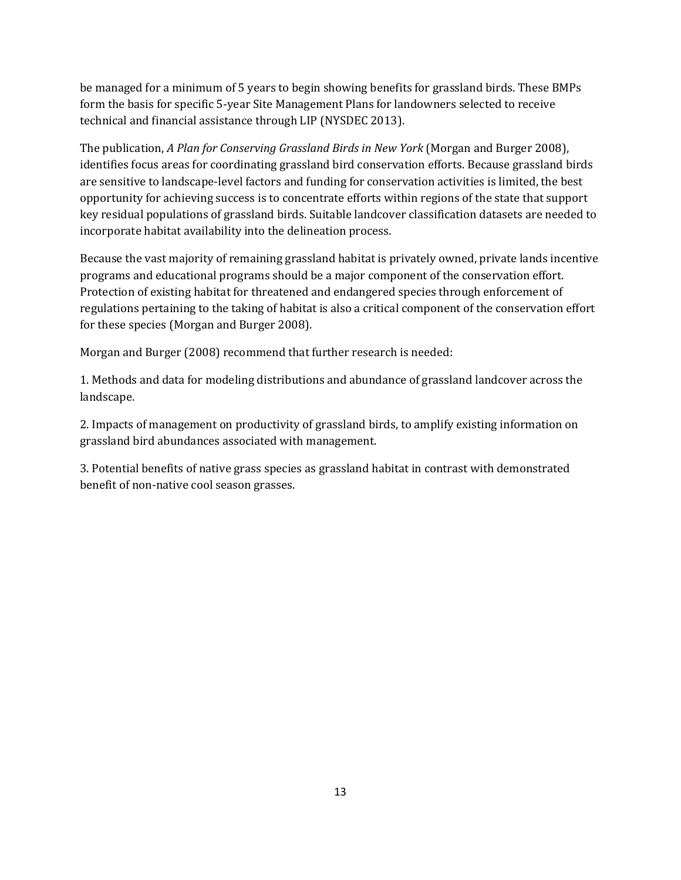be managed for a minimum of 5 years to begin showing benefits for grassland birds. These BMPs form the basis for specific 5-year Site Management Plans for landowners selected to receive technical and financial assistance through LIP (NYSDEC 2013).

The publication, *A Plan for Conserving Grassland Birds in New York* (Morgan and Burger 2008), identifies focus areas for coordinating grassland bird conservation efforts. Because grassland birds are sensitive to landscape-level factors and funding for conservation activities is limited, the best opportunity for achieving success is to concentrate efforts within regions of the state that support key residual populations of grassland birds. Suitable landcover classification datasets are needed to incorporate habitat availability into the delineation process.

Because the vast majority of remaining grassland habitat is privately owned, private lands incentive programs and educational programs should be a major component of the conservation effort. Protection of existing habitat for threatened and endangered species through enforcement of regulations pertaining to the taking of habitat is also a critical component of the conservation effort for these species (Morgan and Burger 2008).

Morgan and Burger (2008) recommend that further research is needed:

1. Methods and data for modeling distributions and abundance of grassland landcover across the landscape.

2. Impacts of management on productivity of grassland birds, to amplify existing information on grassland bird abundances associated with management.

3. Potential benefits of native grass species as grassland habitat in contrast with demonstrated benefit of non-native cool season grasses.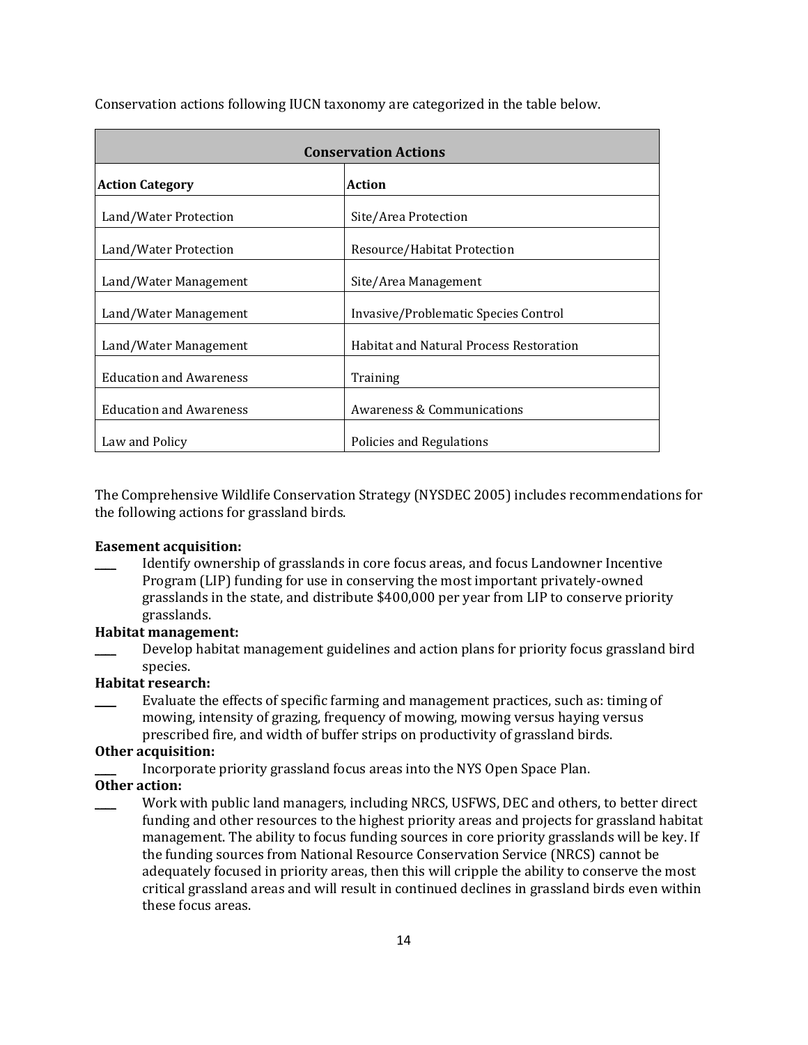Conservation actions following IUCN taxonomy are categorized in the table below.

| Conservation Actions | |
|---|---|
| **Action Category** | **Action** |
| Land/Water Protection | Site/Area Protection |
| Land/Water Protection | Resource/Habitat Protection |
| Land/Water Management | Site/Area Management |
| Land/Water Management | Invasive/Problematic Species Control |
| Land/Water Management | Habitat and Natural Process Restoration |
| Education and Awareness | Training |
| Education and Awareness | Awareness & Communications |
| Law and Policy | Policies and Regulations |

The Comprehensive Wildlife Conservation Strategy (NYSDEC 2005) includes recommendations for the following actions for grassland birds.

**Easement acquisition:**

\_\_\_\_ Identify ownership of grasslands in core focus areas, and focus Landowner Incentive Program (LIP) funding for use in conserving the most important privately-owned grasslands in the state, and distribute $400,000 per year from LIP to conserve priority grasslands.

**Habitat management:**

\_\_\_\_ Develop habitat management guidelines and action plans for priority focus grassland bird species.

**Habitat research:**

\_\_\_\_ Evaluate the effects of specific farming and management practices, such as: timing of mowing, intensity of grazing, frequency of mowing, mowing versus haying versus prescribed fire, and width of buffer strips on productivity of grassland birds.

**Other acquisition:**

\_\_\_\_ Incorporate priority grassland focus areas into the NYS Open Space Plan.

**Other action:**

\_\_\_\_ Work with public land managers, including NRCS, USFWS, DEC and others, to better direct funding and other resources to the highest priority areas and projects for grassland habitat management. The ability to focus funding sources in core priority grasslands will be key. If the funding sources from National Resource Conservation Service (NRCS) cannot be adequately focused in priority areas, then this will cripple the ability to conserve the most critical grassland areas and will result in continued declines in grassland birds even within these focus areas.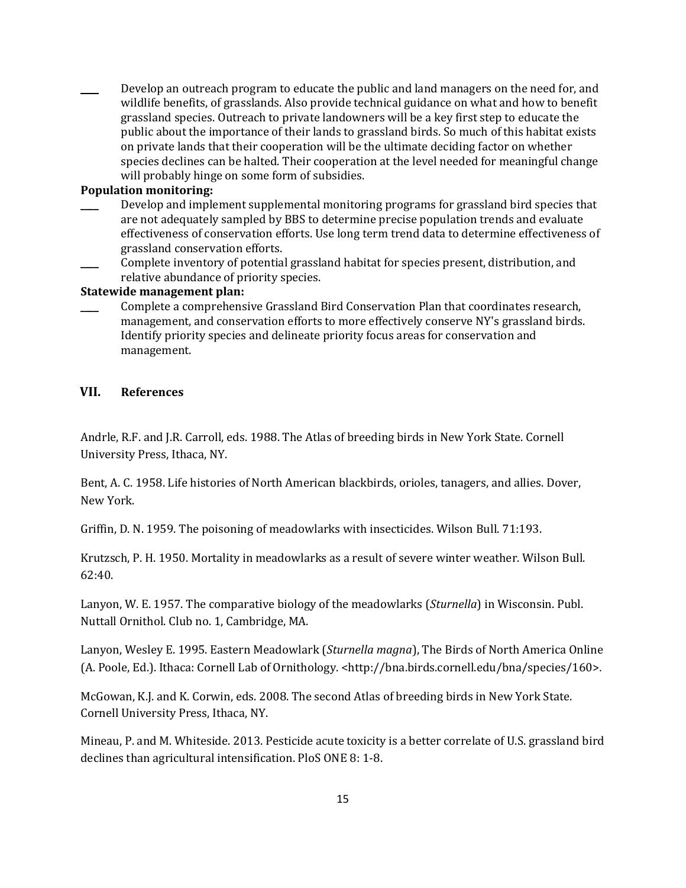____ Develop an outreach program to educate the public and land managers on the need for, and wildlife benefits, of grasslands. Also provide technical guidance on what and how to benefit grassland species. Outreach to private landowners will be a key first step to educate the public about the importance of their lands to grassland birds. So much of this habitat exists on private lands that their cooperation will be the ultimate deciding factor on whether species declines can be halted. Their cooperation at the level needed for meaningful change will probably hinge on some form of subsidies.

**Population monitoring:**

____ Develop and implement supplemental monitoring programs for grassland bird species that are not adequately sampled by BBS to determine precise population trends and evaluate effectiveness of conservation efforts. Use long term trend data to determine effectiveness of grassland conservation efforts.

____ Complete inventory of potential grassland habitat for species present, distribution, and relative abundance of priority species.

**Statewide management plan:**

____ Complete a comprehensive Grassland Bird Conservation Plan that coordinates research, management, and conservation efforts to more effectively conserve NY's grassland birds. Identify priority species and delineate priority focus areas for conservation and management.

## VII. References

Andrle, R.F. and J.R. Carroll, eds. 1988. The Atlas of breeding birds in New York State. Cornell University Press, Ithaca, NY.

Bent, A. C. 1958. Life histories of North American blackbirds, orioles, tanagers, and allies. Dover, New York.

Griffin, D. N. 1959. The poisoning of meadowlarks with insecticides. Wilson Bull. 71:193.

Krutzsch, P. H. 1950. Mortality in meadowlarks as a result of severe winter weather. Wilson Bull. 62:40.

Lanyon, W. E. 1957. The comparative biology of the meadowlarks (*Sturnella*) in Wisconsin. Publ. Nuttall Ornithol. Club no. 1, Cambridge, MA.

Lanyon, Wesley E. 1995. Eastern Meadowlark (*Sturnella magna*), The Birds of North America Online (A. Poole, Ed.). Ithaca: Cornell Lab of Ornithology. <http://bna.birds.cornell.edu/bna/species/160>.

McGowan, K.J. and K. Corwin, eds. 2008. The second Atlas of breeding birds in New York State. Cornell University Press, Ithaca, NY.

Mineau, P. and M. Whiteside. 2013. Pesticide acute toxicity is a better correlate of U.S. grassland bird declines than agricultural intensification. PloS ONE 8: 1-8.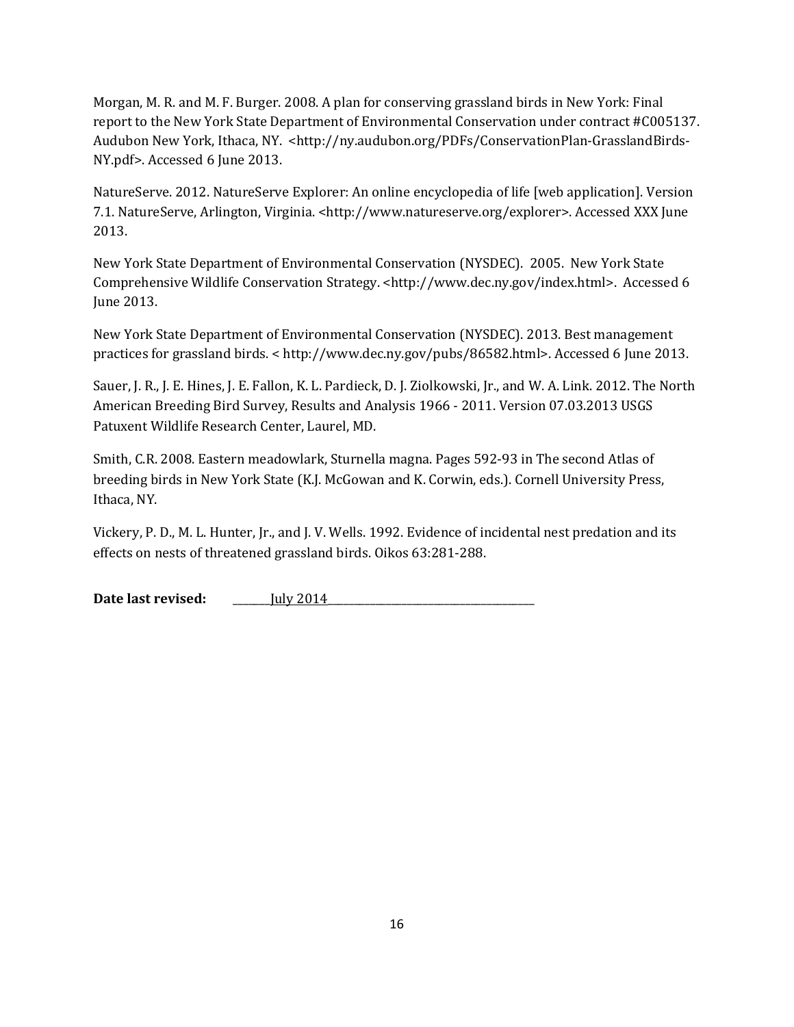Morgan, M. R. and M. F. Burger. 2008. A plan for conserving grassland birds in New York: Final report to the New York State Department of Environmental Conservation under contract #C005137. Audubon New York, Ithaca, NY. <http://ny.audubon.org/PDFs/ConservationPlan-GrasslandBirds-NY.pdf>. Accessed 6 June 2013.

NatureServe. 2012. NatureServe Explorer: An online encyclopedia of life [web application]. Version 7.1. NatureServe, Arlington, Virginia. <http://www.natureserve.org/explorer>. Accessed XXX June 2013.

New York State Department of Environmental Conservation (NYSDEC). 2005. New York State Comprehensive Wildlife Conservation Strategy. <http://www.dec.ny.gov/index.html>. Accessed 6 June 2013.

New York State Department of Environmental Conservation (NYSDEC). 2013. Best management practices for grassland birds. < http://www.dec.ny.gov/pubs/86582.html>. Accessed 6 June 2013.

Sauer, J. R., J. E. Hines, J. E. Fallon, K. L. Pardieck, D. J. Ziolkowski, Jr., and W. A. Link. 2012. The North American Breeding Bird Survey, Results and Analysis 1966 - 2011. Version 07.03.2013 USGS Patuxent Wildlife Research Center, Laurel, MD.

Smith, C.R. 2008. Eastern meadowlark, Sturnella magna. Pages 592-93 in The second Atlas of breeding birds in New York State (K.J. McGowan and K. Corwin, eds.). Cornell University Press, Ithaca, NY.

Vickery, P. D., M. L. Hunter, Jr., and J. V. Wells. 1992. Evidence of incidental nest predation and its effects on nests of threatened grassland birds. Oikos 63:281-288.

**Date last revised:** _______July 2014_______________________________________